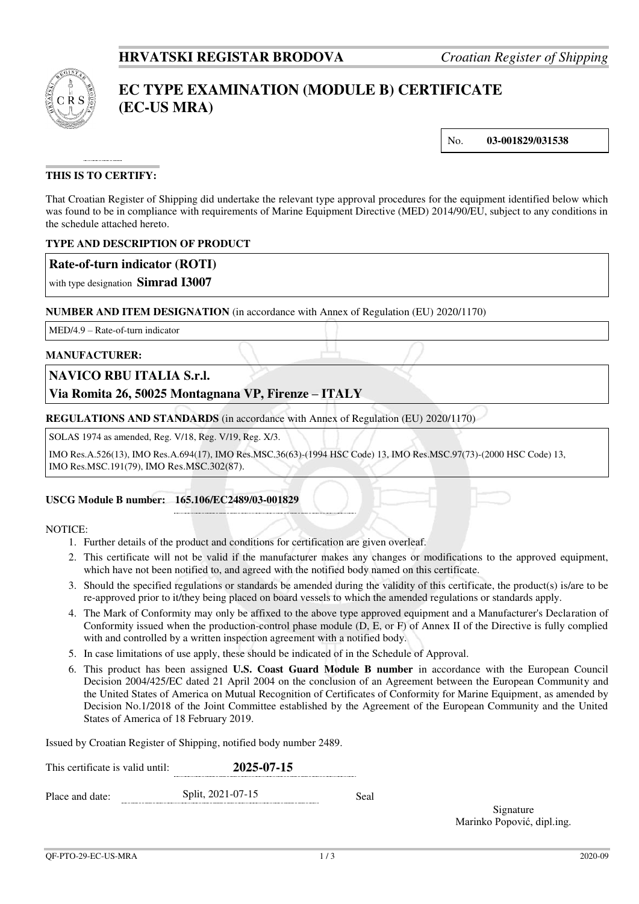**HRVATSKI REGISTAR BRODOVA** *Croatian Register of Shipping*

# EC TYPE EXAMINATION (MODULE B) CERTIFICATE (EC-US MRA)

No. **03-001829/031538**

**THIS IS TO CERTIFY:**

That Croatian Register of Shipping did undertake the relevant type approval procedures for the equipment identified below which was found to be in compliance with requirements of Marine Equipment Directive (MED) 2014/90/EU, subject to any conditions in the schedule attached hereto.

**TYPE AND DESCRIPTION OF PRODUCT**

**Rate-of-turn indicator (ROTI)**

with type designation **Simrad I3007**

**NUMBER AND ITEM DESIGNATION** (in accordance with Annex of Regulation (EU) 2020/1170)

MED/4.9 – Rate-of-turn indicator

**MANUFACTURER:**

**NAVICO RBU ITALIA S.r.l.**

**Via Romita 26, 50025 Montagnana VP, Firenze – ITALY**

**REGULATIONS AND STANDARDS** (in accordance with Annex of Regulation (EU) 2020/1170)

SOLAS 1974 as amended, Reg. V/18, Reg. V/19, Reg. X/3.

IMO Res.A.526(13), IMO Res.A.694(17), IMO Res.MSC.36(63)-(1994 HSC Code) 13, IMO Res.MSC.97(73)-(2000 HSC Code) 13, IMO Res.MSC.191(79), IMO Res.MSC.302(87).

**USCG Module B number: 165.106/EC2489/03-001829**

NOTICE:

1. Further details of the product and conditions for certification are given overleaf.
2. This certificate will not be valid if the manufacturer makes any changes or modifications to the approved equipment, which have not been notified to, and agreed with the notified body named on this certificate.
3. Should the specified regulations or standards be amended during the validity of this certificate, the product(s) is/are to be re-approved prior to it/they being placed on board vessels to which the amended regulations or standards apply.
4. The Mark of Conformity may only be affixed to the above type approved equipment and a Manufacturer's Declaration of Conformity issued when the production-control phase module (D, E, or F) of Annex II of the Directive is fully complied with and controlled by a written inspection agreement with a notified body.
5. In case limitations of use apply, these should be indicated of in the Schedule of Approval.
6. This product has been assigned **U.S. Coast Guard Module B number** in accordance with the European Council Decision 2004/425/EC dated 21 April 2004 on the conclusion of an Agreement between the European Community and the United States of America on Mutual Recognition of Certificates of Conformity for Marine Equipment, as amended by Decision No.1/2018 of the Joint Committee established by the Agreement of the European Community and the United States of America of 18 February 2019.

Issued by Croatian Register of Shipping, notified body number 2489.

This certificate is valid until: **2025-07-15**

Place and date: Split, 2021-07-15

Seal

Signature
Marinko Popović, dipl.ing.

QF-PTO-29-EC-US-MRA 2020-09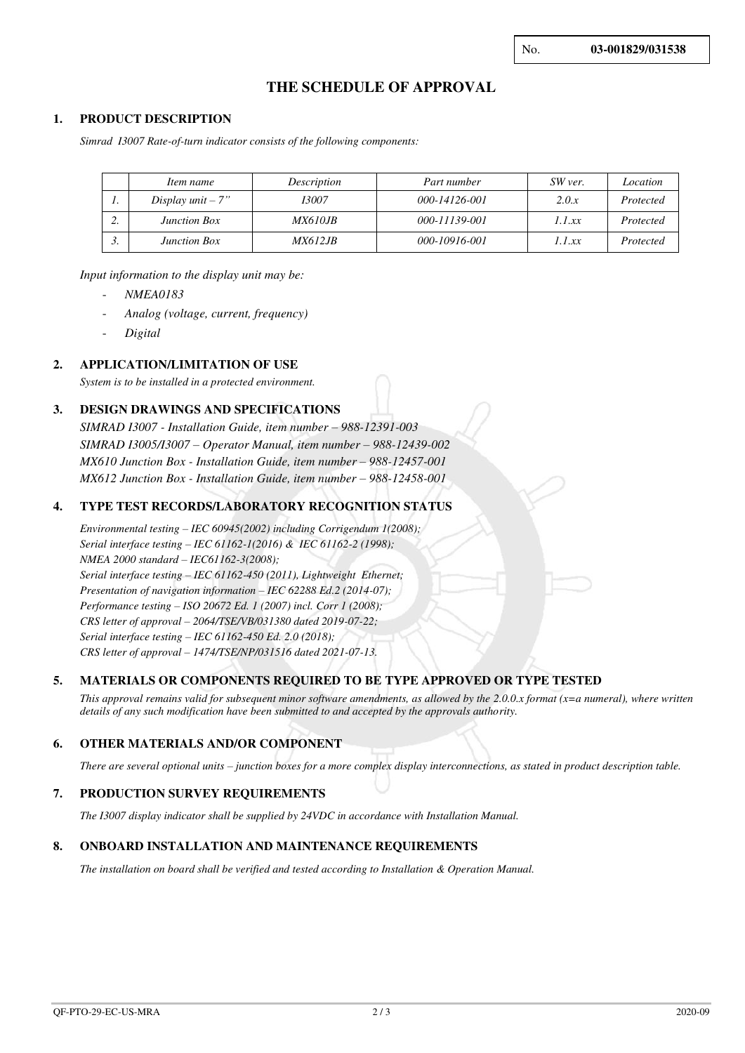No. **03-001829/031538**

# THE SCHEDULE OF APPROVAL

## 1. PRODUCT DESCRIPTION

*Simrad I3007 Rate-of-turn indicator consists of the following components:*

| | *Item name* | *Description* | *Part number* | *SW ver.* | *Location* |
|---|---|---|---|---|---|
| *1.* | *Display unit – 7"* | *I3007* | *000-14126-001* | *2.0.x* | *Protected* |
| *2.* | *Junction Box* | *MX610JB* | *000-11139-001* | *1.1.xx* | *Protected* |
| *3.* | *Junction Box* | *MX612JB* | *000-10916-001* | *1.1.xx* | *Protected* |

*Input information to the display unit may be:*

- *NMEA0183*
- *Analog (voltage, current, frequency)*
- *Digital*

## 2. APPLICATION/LIMITATION OF USE

*System is to be installed in a protected environment.*

## 3. DESIGN DRAWINGS AND SPECIFICATIONS

*SIMRAD I3007 - Installation Guide, item number – 988-12391-003*
*SIMRAD I3005/I3007 – Operator Manual, item number – 988-12439-002*
*MX610 Junction Box - Installation Guide, item number – 988-12457-001*
*MX612 Junction Box - Installation Guide, item number – 988-12458-001*

## 4. TYPE TEST RECORDS/LABORATORY RECOGNITION STATUS

*Environmental testing – IEC 60945(2002) including Corrigendum 1(2008);*
*Serial interface testing – IEC 61162-1(2016) & IEC 61162-2 (1998);*
*NMEA 2000 standard – IEC61162-3(2008);*
*Serial interface testing – IEC 61162-450 (2011), Lightweight Ethernet;*
*Presentation of navigation information – IEC 62288 Ed.2 (2014-07);*
*Performance testing – ISO 20672 Ed. 1 (2007) incl. Corr 1 (2008);*
*CRS letter of approval – 2064/TSE/VB/031380 dated 2019-07-22;*
*Serial interface testing – IEC 61162-450 Ed. 2.0 (2018);*
*CRS letter of approval – 1474/TSE/NP/031516 dated 2021-07-13.*

## 5. MATERIALS OR COMPONENTS REQUIRED TO BE TYPE APPROVED OR TYPE TESTED

*This approval remains valid for subsequent minor software amendments, as allowed by the 2.0.0.x format (x=a numeral), where written details of any such modification have been submitted to and accepted by the approvals authority.*

## 6. OTHER MATERIALS AND/OR COMPONENT

*There are several optional units – junction boxes for a more complex display interconnections, as stated in product description table.*

## 7. PRODUCTION SURVEY REQUIREMENTS

*The I3007 display indicator shall be supplied by 24VDC in accordance with Installation Manual.*

## 8. ONBOARD INSTALLATION AND MAINTENANCE REQUIREMENTS

*The installation on board shall be verified and tested according to Installation & Operation Manual.*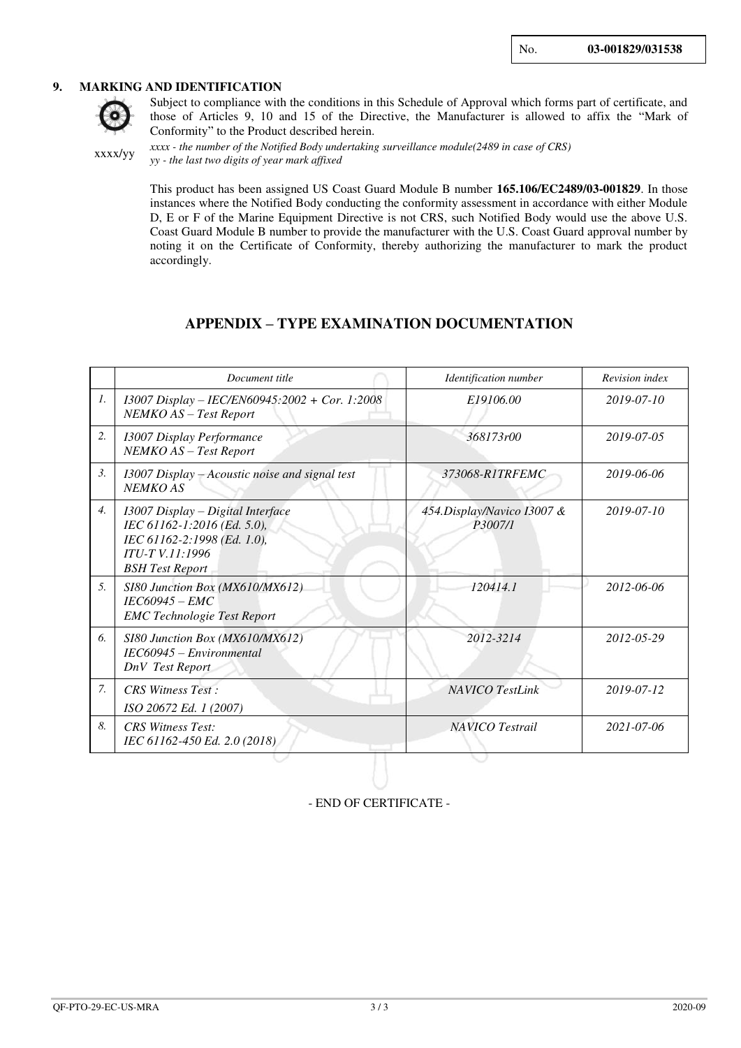No. **03-001829/031538**

## 9. MARKING AND IDENTIFICATION

Subject to compliance with the conditions in this Schedule of Approval which forms part of certificate, and those of Articles 9, 10 and 15 of the Directive, the Manufacturer is allowed to affix the "Mark of Conformity" to the Product described herein.

xxxx/yy

*xxxx - the number of the Notified Body undertaking surveillance module(2489 in case of CRS)*
*yy - the last two digits of year mark affixed*

This product has been assigned US Coast Guard Module B number **165.106/EC2489/03-001829**. In those instances where the Notified Body conducting the conformity assessment in accordance with either Module D, E or F of the Marine Equipment Directive is not CRS, such Notified Body would use the above U.S. Coast Guard Module B number to provide the manufacturer with the U.S. Coast Guard approval number by noting it on the Certificate of Conformity, thereby authorizing the manufacturer to mark the product accordingly.

# APPENDIX – TYPE EXAMINATION DOCUMENTATION

| | *Document title* | *Identification number* | *Revision index* |
|---|---|---|---|
| *1.* | *I3007 Display – IEC/EN60945:2002 + Cor. 1:2008 NEMKO AS – Test Report* | *E19106.00* | *2019-07-10* |
| *2.* | *I3007 Display Performance NEMKO AS – Test Report* | *368173r00* | *2019-07-05* |
| *3.* | *I3007 Display – Acoustic noise and signal test NEMKO AS* | *373068-R1TRFEMC* | *2019-06-06* |
| *4.* | *I3007 Display – Digital Interface IEC 61162-1:2016 (Ed. 5.0), IEC 61162-2:1998 (Ed. 1.0), ITU-T V.11:1996 BSH Test Report* | *454.Display/Navico I3007 & P3007/1* | *2019-07-10* |
| *5.* | *SI80 Junction Box (MX610/MX612) IEC60945 – EMC EMC Technologie Test Report* | *120414.1* | *2012-06-06* |
| *6.* | *SI80 Junction Box (MX610/MX612) IEC60945 – Environmental DnV Test Report* | *2012-3214* | *2012-05-29* |
| *7.* | *CRS Witness Test : ISO 20672 Ed. 1 (2007)* | *NAVICO TestLink* | *2019-07-12* |
| *8.* | *CRS Witness Test: IEC 61162-450 Ed. 2.0 (2018)* | *NAVICO Testrail* | *2021-07-06* |

- END OF CERTIFICATE -